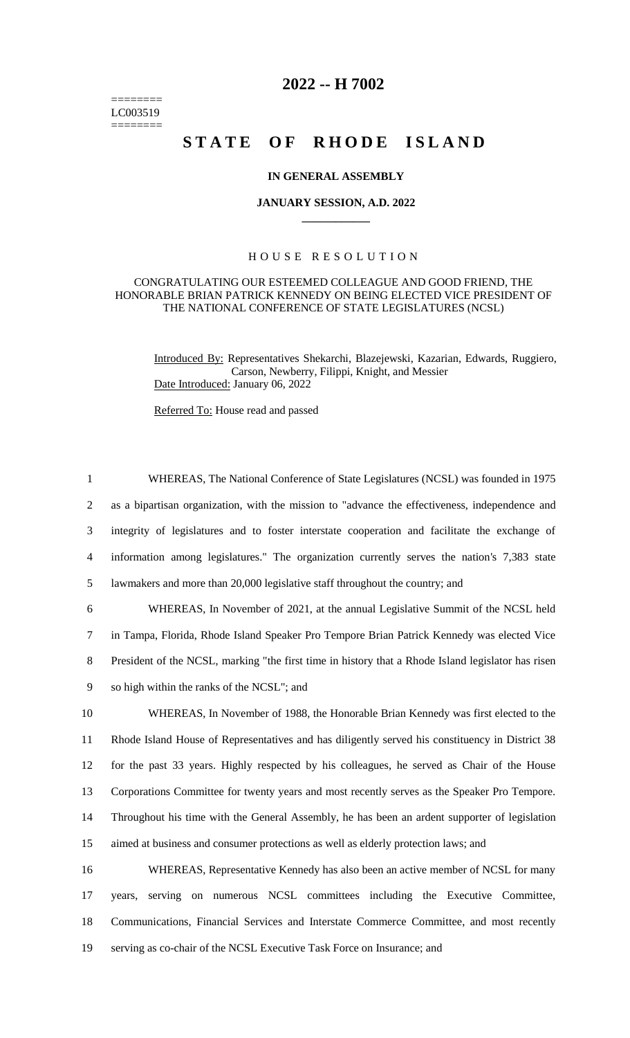========
LC003519
========

# 2022 -- H 7002

# STATE OF RHODE ISLAND

**IN GENERAL ASSEMBLY**

**JANUARY SESSION, A.D. 2022**

## HOUSE RESOLUTION

CONGRATULATING OUR ESTEEMED COLLEAGUE AND GOOD FRIEND, THE HONORABLE BRIAN PATRICK KENNEDY ON BEING ELECTED VICE PRESIDENT OF THE NATIONAL CONFERENCE OF STATE LEGISLATURES (NCSL)

Introduced By: Representatives Shekarchi, Blazejewski, Kazarian, Edwards, Ruggiero, Carson, Newberry, Filippi, Knight, and Messier

Date Introduced: January 06, 2022

Referred To: House read and passed

1 WHEREAS, The National Conference of State Legislatures (NCSL) was founded in 1975
2 as a bipartisan organization, with the mission to "advance the effectiveness, independence and
3 integrity of legislatures and to foster interstate cooperation and facilitate the exchange of
4 information among legislatures." The organization currently serves the nation's 7,383 state
5 lawmakers and more than 20,000 legislative staff throughout the country; and

6 WHEREAS, In November of 2021, at the annual Legislative Summit of the NCSL held
7 in Tampa, Florida, Rhode Island Speaker Pro Tempore Brian Patrick Kennedy was elected Vice
8 President of the NCSL, marking "the first time in history that a Rhode Island legislator has risen
9 so high within the ranks of the NCSL"; and

10 WHEREAS, In November of 1988, the Honorable Brian Kennedy was first elected to the
11 Rhode Island House of Representatives and has diligently served his constituency in District 38
12 for the past 33 years. Highly respected by his colleagues, he served as Chair of the House
13 Corporations Committee for twenty years and most recently serves as the Speaker Pro Tempore.
14 Throughout his time with the General Assembly, he has been an ardent supporter of legislation
15 aimed at business and consumer protections as well as elderly protection laws; and

16 WHEREAS, Representative Kennedy has also been an active member of NCSL for many
17 years, serving on numerous NCSL committees including the Executive Committee,
18 Communications, Financial Services and Interstate Commerce Committee, and most recently
19 serving as co-chair of the NCSL Executive Task Force on Insurance; and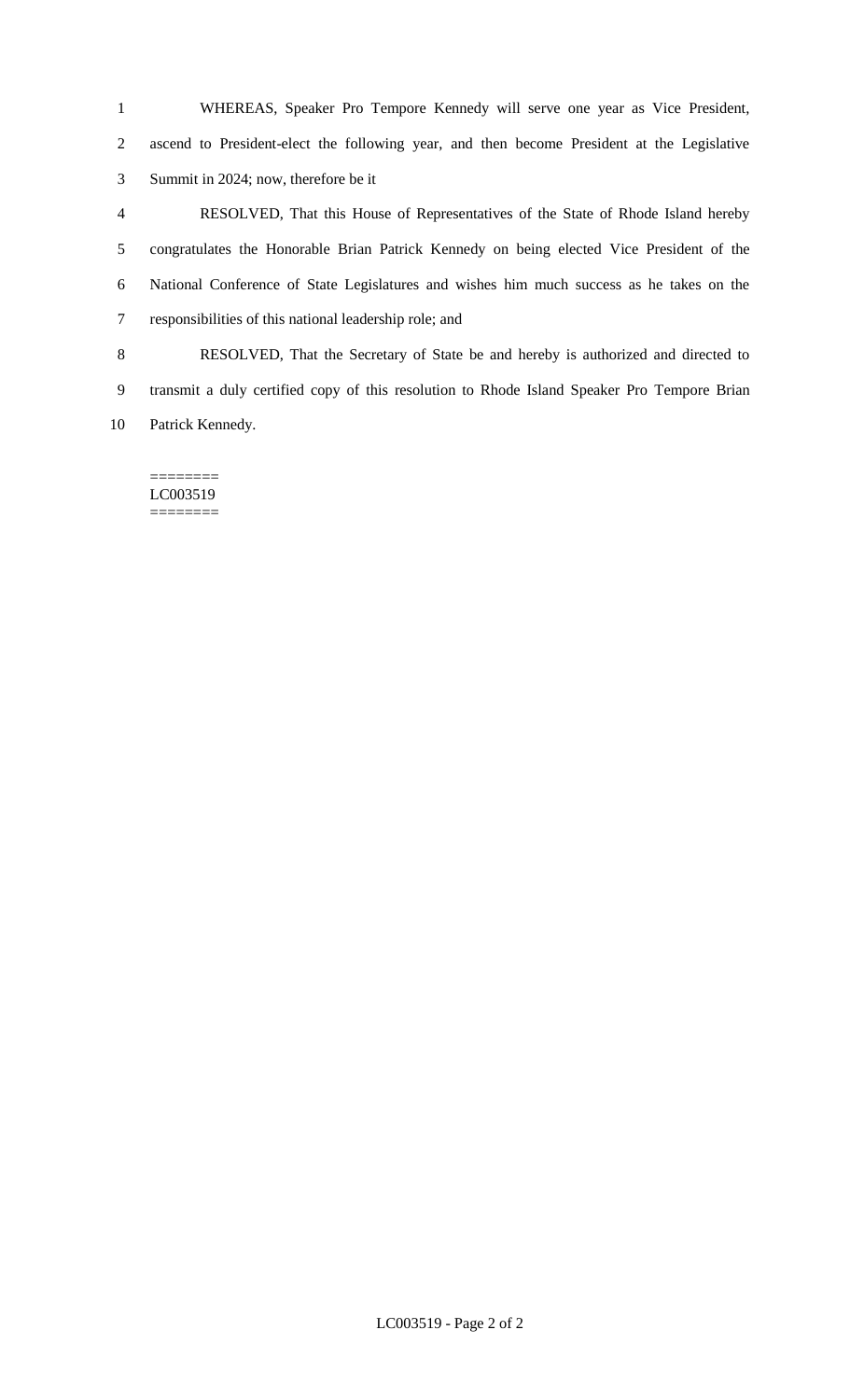WHEREAS, Speaker Pro Tempore Kennedy will serve one year as Vice President, ascend to President-elect the following year, and then become President at the Legislative Summit in 2024; now, therefore be it

RESOLVED, That this House of Representatives of the State of Rhode Island hereby congratulates the Honorable Brian Patrick Kennedy on being elected Vice President of the National Conference of State Legislatures and wishes him much success as he takes on the responsibilities of this national leadership role; and

RESOLVED, That the Secretary of State be and hereby is authorized and directed to transmit a duly certified copy of this resolution to Rhode Island Speaker Pro Tempore Brian Patrick Kennedy.

========
LC003519
========